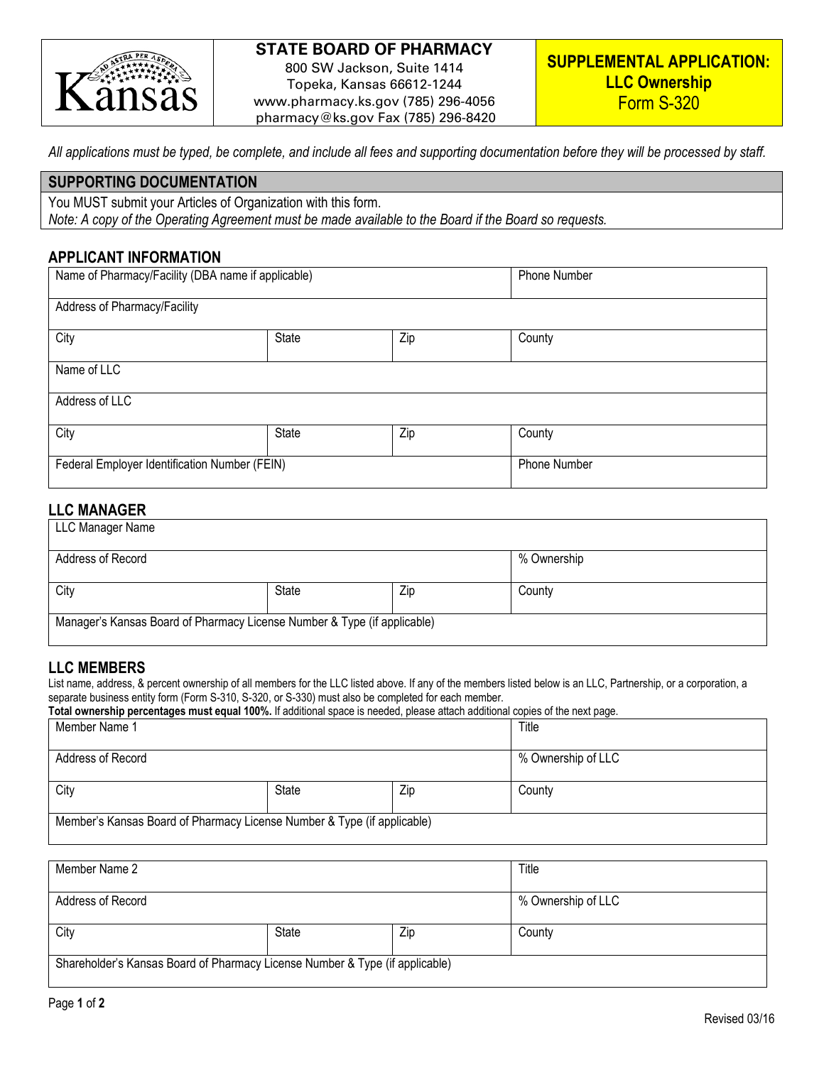**Kansas**

**STATE BOARD OF PHARMACY**
800 SW Jackson, Suite 1414
Topeka, Kansas 66612-1244
www.pharmacy.ks.gov (785) 296-4056
pharmacy@ks.gov Fax (785) 296-8420

**SUPPLEMENTAL APPLICATION: LLC Ownership**
Form S-320

*All applications must be typed, be complete, and include all fees and supporting documentation before they will be processed by staff.*

## SUPPORTING DOCUMENTATION

You MUST submit your Articles of Organization with this form.
*Note: A copy of the Operating Agreement must be made available to the Board if the Board so requests.*

## APPLICANT INFORMATION

| Name of Pharmacy/Facility (DBA name if applicable) | | | Phone Number |
|---|---|---|---|
| Address of Pharmacy/Facility | | | |
| City | State | Zip | County |
| Name of LLC | | | |
| Address of LLC | | | |
| City | State | Zip | County |
| Federal Employer Identification Number (FEIN) | | | Phone Number |

## LLC MANAGER

| LLC Manager Name | | | |
|---|---|---|---|
| Address of Record | | | % Ownership |
| City | State | Zip | County |
| Manager's Kansas Board of Pharmacy License Number & Type (if applicable) | | | |

## LLC MEMBERS

List name, address, & percent ownership of all members for the LLC listed above. If any of the members listed below is an LLC, Partnership, or a corporation, a separate business entity form (Form S-310, S-320, or S-330) must also be completed for each member.
**Total ownership percentages must equal 100%.** If additional space is needed, please attach additional copies of the next page.

| Member Name 1 | | | Title |
|---|---|---|---|
| Address of Record | | | % Ownership of LLC |
| City | State | Zip | County |
| Member's Kansas Board of Pharmacy License Number & Type (if applicable) | | | |

| Member Name 2 | | | Title |
|---|---|---|---|
| Address of Record | | | % Ownership of LLC |
| City | State | Zip | County |
| Shareholder's Kansas Board of Pharmacy License Number & Type (if applicable) | | | |

Revised 03/16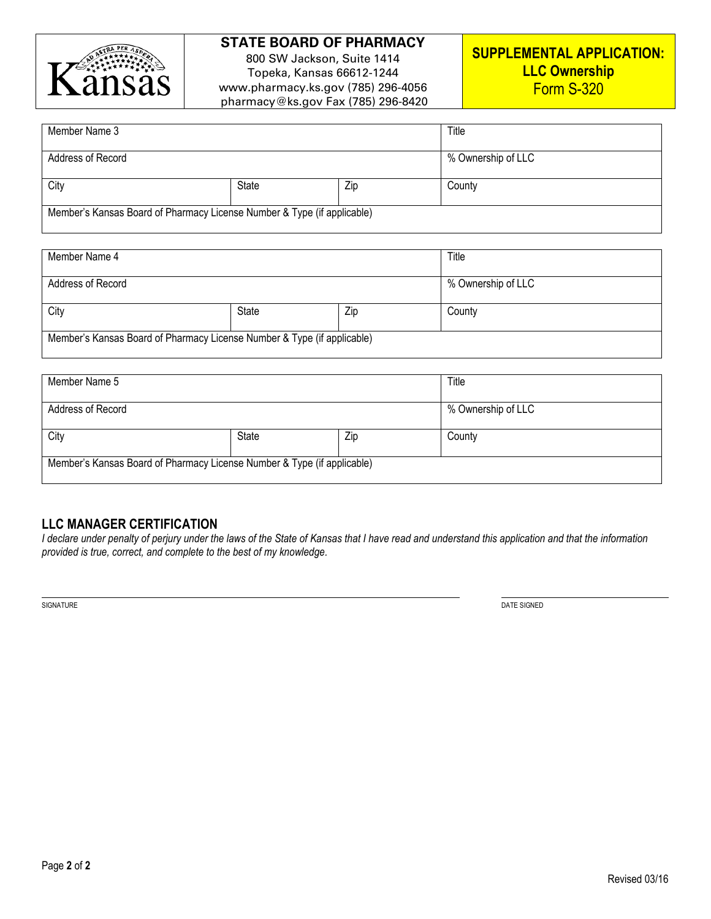STATE BOARD OF PHARMACY
800 SW Jackson, Suite 1414
Topeka, Kansas 66612-1244
www.pharmacy.ks.gov (785) 296-4056
pharmacy@ks.gov Fax (785) 296-8420

**SUPPLEMENTAL APPLICATION: LLC Ownership**
Form S-320

| | | | |
|---|---|---|---|
| Member Name 3 | | | Title |
| Address of Record | | | % Ownership of LLC |
| City | State | Zip | County |
| Member's Kansas Board of Pharmacy License Number & Type (if applicable) | | | |

| | | | |
|---|---|---|---|
| Member Name 4 | | | Title |
| Address of Record | | | % Ownership of LLC |
| City | State | Zip | County |
| Member's Kansas Board of Pharmacy License Number & Type (if applicable) | | | |

| | | | |
|---|---|---|---|
| Member Name 5 | | | Title |
| Address of Record | | | % Ownership of LLC |
| City | State | Zip | County |
| Member's Kansas Board of Pharmacy License Number & Type (if applicable) | | | |

## LLC MANAGER CERTIFICATION

*I declare under penalty of perjury under the laws of the State of Kansas that I have read and understand this application and that the information provided is true, correct, and complete to the best of my knowledge.*

SIGNATURE

DATE SIGNED

Revised 03/16